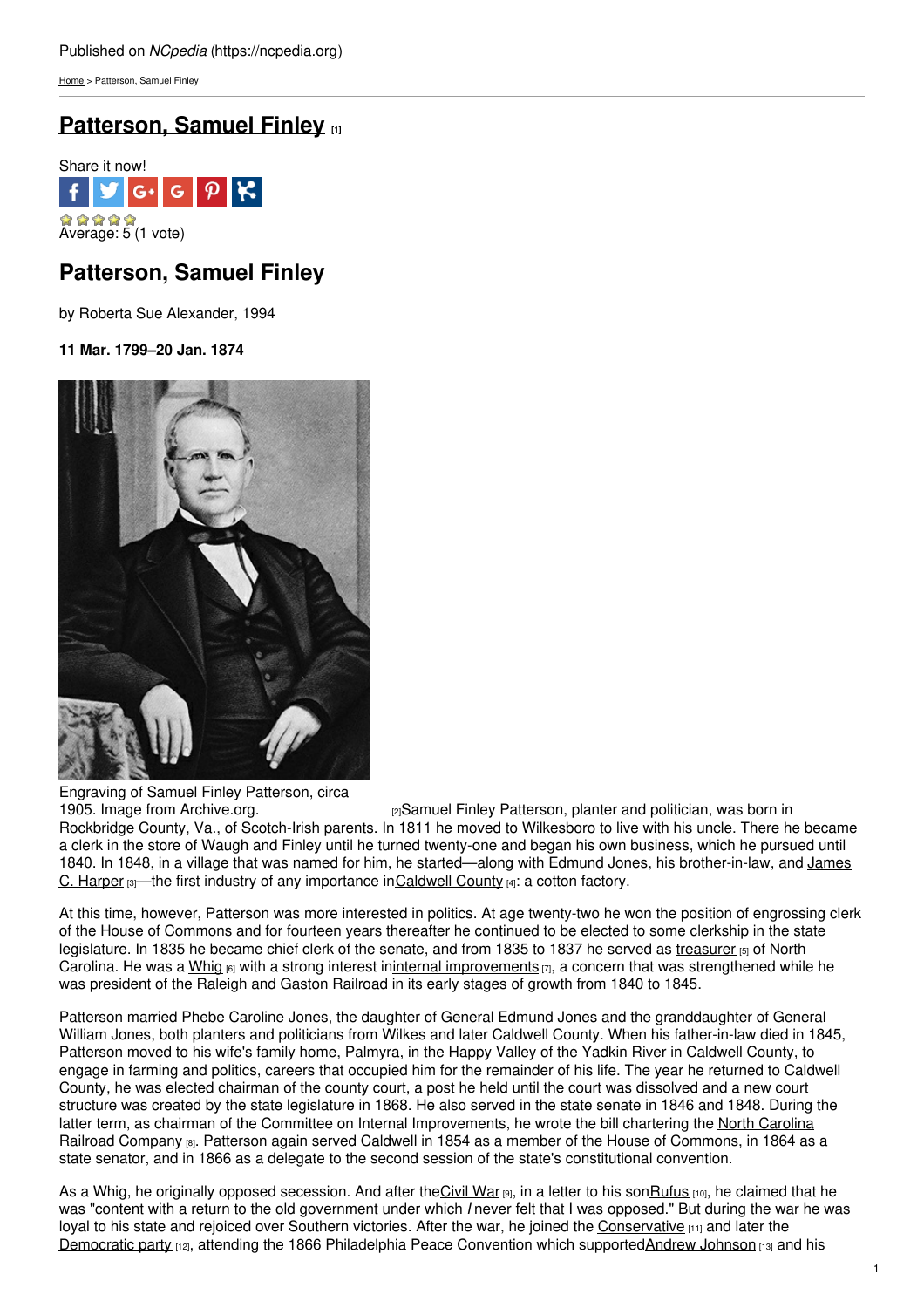Published on *NCpedia* (https://ncpedia.org)

Home > Patterson, Samuel Finley

# Patterson, Samuel Finley [1]

Share it now!

Average: 5 (1 vote)

## Patterson, Samuel Finley

by Roberta Sue Alexander, 1994

**11 Mar. 1799–20 Jan. 1874**

Engraving of Samuel Finley Patterson, circa 1905. Image from Archive.org. [2]

Samuel Finley Patterson, planter and politician, was born in Rockbridge County, Va., of Scotch-Irish parents. In 1811 he moved to Wilkesboro to live with his uncle. There he became a clerk in the store of Waugh and Finley until he turned twenty-one and began his own business, which he pursued until 1840. In 1848, in a village that was named for him, he started—along with Edmund Jones, his brother-in-law, and James C. Harper [3]—the first industry of any importance in Caldwell County [4]: a cotton factory.

At this time, however, Patterson was more interested in politics. At age twenty-two he won the position of engrossing clerk of the House of Commons and for fourteen years thereafter he continued to be elected to some clerkship in the state legislature. In 1835 he became chief clerk of the senate, and from 1835 to 1837 he served as treasurer [5] of North Carolina. He was a Whig [6] with a strong interest in internal improvements [7], a concern that was strengthened while he was president of the Raleigh and Gaston Railroad in its early stages of growth from 1840 to 1845.

Patterson married Phebe Caroline Jones, the daughter of General Edmund Jones and the granddaughter of General William Jones, both planters and politicians from Wilkes and later Caldwell County. When his father-in-law died in 1845, Patterson moved to his wife's family home, Palmyra, in the Happy Valley of the Yadkin River in Caldwell County, to engage in farming and politics, careers that occupied him for the remainder of his life. The year he returned to Caldwell County, he was elected chairman of the county court, a post he held until the court was dissolved and a new court structure was created by the state legislature in 1868. He also served in the state senate in 1846 and 1848. During the latter term, as chairman of the Committee on Internal Improvements, he wrote the bill chartering the North Carolina Railroad Company [8]. Patterson again served Caldwell in 1854 as a member of the House of Commons, in 1864 as a state senator, and in 1866 as a delegate to the second session of the state's constitutional convention.

As a Whig, he originally opposed secession. And after the Civil War [9], in a letter to his son Rufus [10], he claimed that he was "content with a return to the old government under which *I* never felt that I was opposed." But during the war he was loyal to his state and rejoiced over Southern victories. After the war, he joined the Conservative [11] and later the Democratic party [12], attending the 1866 Philadelphia Peace Convention which supported Andrew Johnson [13] and his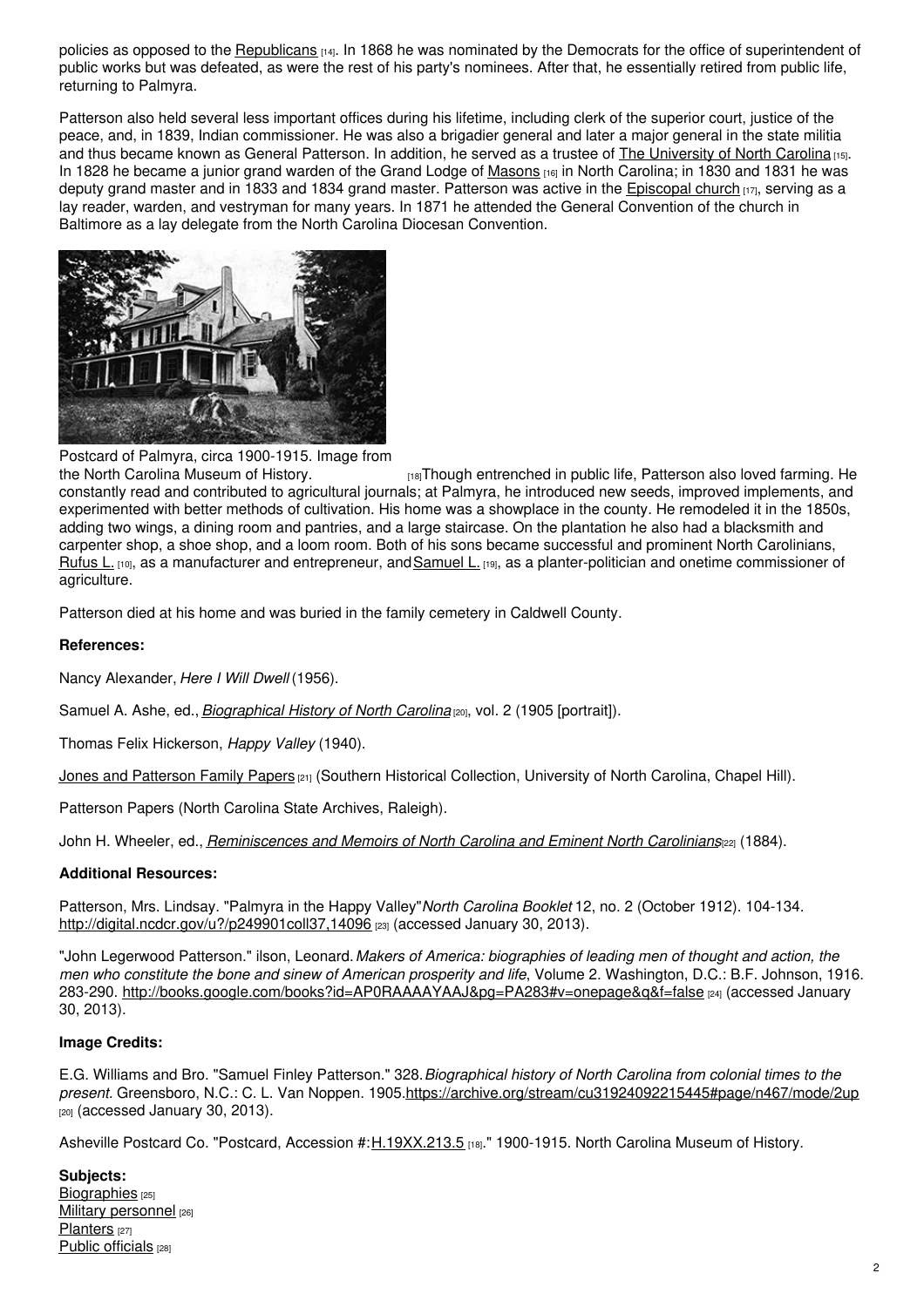policies as opposed to the Republicans [14]. In 1868 he was nominated by the Democrats for the office of superintendent of public works but was defeated, as were the rest of his party's nominees. After that, he essentially retired from public life, returning to Palmyra.

Patterson also held several less important offices during his lifetime, including clerk of the superior court, justice of the peace, and, in 1839, Indian commissioner. He was also a brigadier general and later a major general in the state militia and thus became known as General Patterson. In addition, he served as a trustee of The University of North Carolina [15]. In 1828 he became a junior grand warden of the Grand Lodge of Masons [16] in North Carolina; in 1830 and 1831 he was deputy grand master and in 1833 and 1834 grand master. Patterson was active in the Episcopal church [17], serving as a lay reader, warden, and vestryman for many years. In 1871 he attended the General Convention of the church in Baltimore as a lay delegate from the North Carolina Diocesan Convention.

Postcard of Palmyra, circa 1900-1915. Image from the North Carolina Museum of History. [18]

Though entrenched in public life, Patterson also loved farming. He constantly read and contributed to agricultural journals; at Palmyra, he introduced new seeds, improved implements, and experimented with better methods of cultivation. His home was a showplace in the county. He remodeled it in the 1850s, adding two wings, a dining room and pantries, and a large staircase. On the plantation he also had a blacksmith and carpenter shop, a shoe shop, and a loom room. Both of his sons became successful and prominent North Carolinians, Rufus L. [10], as a manufacturer and entrepreneur, and Samuel L. [19], as a planter-politician and onetime commissioner of agriculture.

Patterson died at his home and was buried in the family cemetery in Caldwell County.

**References:**

Nancy Alexander, *Here I Will Dwell* (1956).

Samuel A. Ashe, ed., *Biographical History of North Carolina* [20], vol. 2 (1905 [portrait]).

Thomas Felix Hickerson, *Happy Valley* (1940).

Jones and Patterson Family Papers [21] (Southern Historical Collection, University of North Carolina, Chapel Hill).

Patterson Papers (North Carolina State Archives, Raleigh).

John H. Wheeler, ed., *Reminiscences and Memoirs of North Carolina and Eminent North Carolinians* [22] (1884).

**Additional Resources:**

Patterson, Mrs. Lindsay. "Palmyra in the Happy Valley" *North Carolina Booklet* 12, no. 2 (October 1912). 104-134. http://digital.ncdcr.gov/u?/p249901coll37,14096 [23] (accessed January 30, 2013).

"John Legerwood Patterson." ilson, Leonard. *Makers of America: biographies of leading men of thought and action, the men who constitute the bone and sinew of American prosperity and life*, Volume 2. Washington, D.C.: B.F. Johnson, 1916. 283-290. http://books.google.com/books?id=AP0RAAAAYAAJ&pg=PA283#v=onepage&q&f=false [24] (accessed January 30, 2013).

**Image Credits:**

E.G. Williams and Bro. "Samuel Finley Patterson." 328. *Biographical history of North Carolina from colonial times to the present.* Greensboro, N.C.: C. L. Van Noppen. 1905. https://archive.org/stream/cu31924092215445#page/n467/mode/2up [20] (accessed January 30, 2013).

Asheville Postcard Co. "Postcard, Accession #: H.19XX.213.5 [18]." 1900-1915. North Carolina Museum of History.

**Subjects:**
Biographies [25]
Military personnel [26]
Planters [27]
Public officials [28]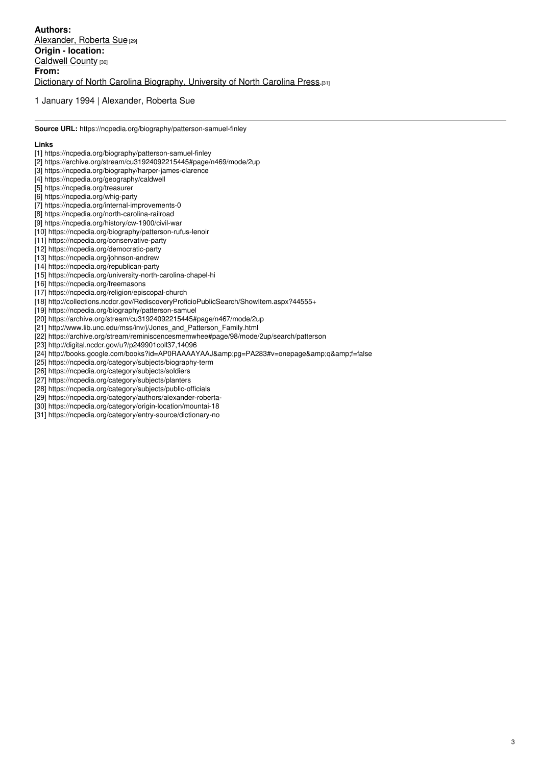**Authors:**
Alexander, Roberta Sue [29]
**Origin - location:**
Caldwell County [30]
**From:**
Dictionary of North Carolina Biography, University of North Carolina Press.[31]

1 January 1994 | Alexander, Roberta Sue

---

**Source URL:** https://ncpedia.org/biography/patterson-samuel-finley

**Links**

[1] https://ncpedia.org/biography/patterson-samuel-finley
[2] https://archive.org/stream/cu31924092215445#page/n469/mode/2up
[3] https://ncpedia.org/biography/harper-james-clarence
[4] https://ncpedia.org/geography/caldwell
[5] https://ncpedia.org/treasurer
[6] https://ncpedia.org/whig-party
[7] https://ncpedia.org/internal-improvements-0
[8] https://ncpedia.org/north-carolina-railroad
[9] https://ncpedia.org/history/cw-1900/civil-war
[10] https://ncpedia.org/biography/patterson-rufus-lenoir
[11] https://ncpedia.org/conservative-party
[12] https://ncpedia.org/democratic-party
[13] https://ncpedia.org/johnson-andrew
[14] https://ncpedia.org/republican-party
[15] https://ncpedia.org/university-north-carolina-chapel-hi
[16] https://ncpedia.org/freemasons
[17] https://ncpedia.org/religion/episcopal-church
[18] http://collections.ncdcr.gov/RediscoveryProficioPublicSearch/ShowItem.aspx?44555+
[19] https://ncpedia.org/biography/patterson-samuel
[20] https://archive.org/stream/cu31924092215445#page/n467/mode/2up
[21] http://www.lib.unc.edu/mss/inv/j/Jones_and_Patterson_Family.html
[22] https://archive.org/stream/reminiscencesmemwhee#page/98/mode/2up/search/patterson
[23] http://digital.ncdcr.gov/u?/p249901coll37,14096
[24] http://books.google.com/books?id=AP0RAAAAYAAJ&amp;pg=PA283#v=onepage&amp;q&amp;f=false
[25] https://ncpedia.org/category/subjects/biography-term
[26] https://ncpedia.org/category/subjects/soldiers
[27] https://ncpedia.org/category/subjects/planters
[28] https://ncpedia.org/category/subjects/public-officials
[29] https://ncpedia.org/category/authors/alexander-roberta-
[30] https://ncpedia.org/category/origin-location/mountai-18
[31] https://ncpedia.org/category/entry-source/dictionary-no